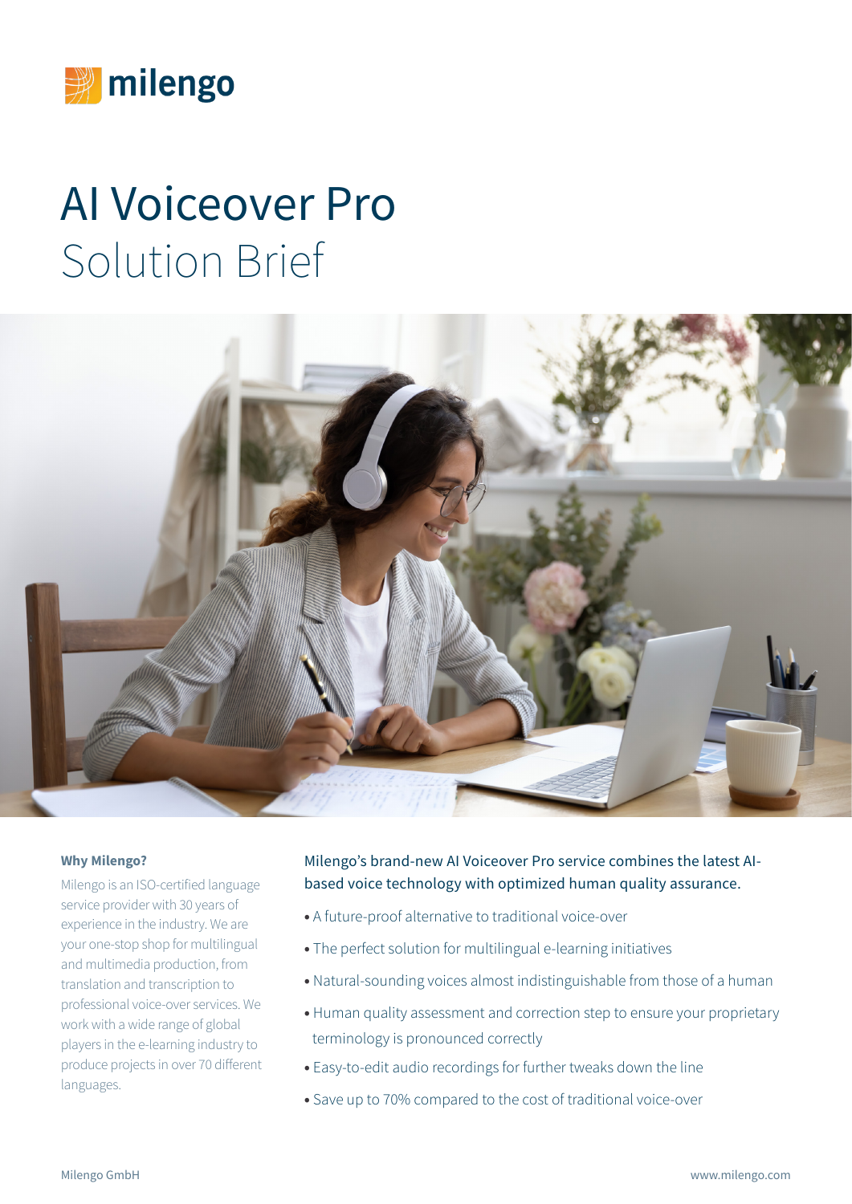# AI Voiceover Pro

## Solution Brief

### Why Milengo?

Milengo is an ISO-certified language service provider with 30 years of experience in the industry. We are your one-stop shop for multilingual and multimedia production, from translation and transcription to professional voice-over services. We work with a wide range of global players in the e-learning industry to produce projects in over 70 different languages.

Milengo's brand-new AI Voiceover Pro service combines the latest AI-based voice technology with optimized human quality assurance.

- A future-proof alternative to traditional voice-over
- The perfect solution for multilingual e-learning initiatives
- Natural-sounding voices almost indistinguishable from those of a human
- Human quality assessment and correction step to ensure your proprietary terminology is pronounced correctly
- Easy-to-edit audio recordings for further tweaks down the line
- Save up to 70% compared to the cost of traditional voice-over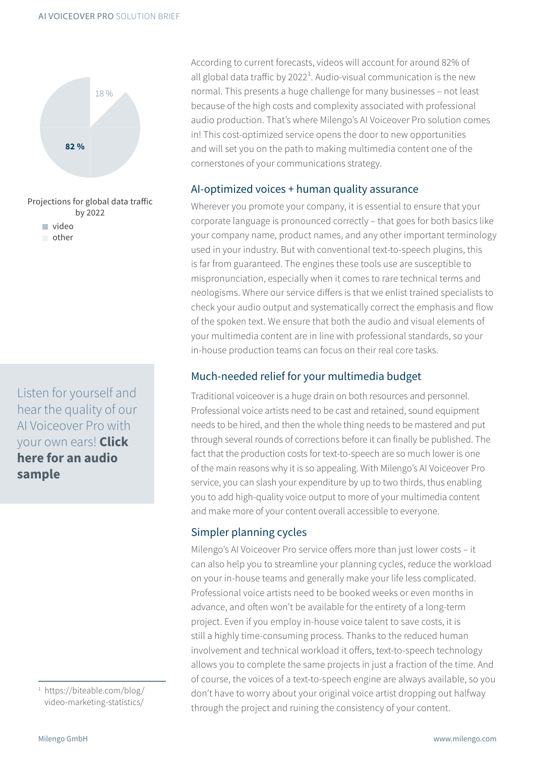18 %

**82 %**

Projections for global data traffic by 2022

- video
- other

Listen for yourself and hear the quality of our AI Voiceover Pro with your own ears! **Click here for an audio sample**

According to current forecasts, videos will account for around 82% of all global data traffic by 2022[1]. Audio-visual communication is the new normal. This presents a huge challenge for many businesses – not least because of the high costs and complexity associated with professional audio production. That's where Milengo's AI Voiceover Pro solution comes in! This cost-optimized service opens the door to new opportunities and will set you on the path to making multimedia content one of the cornerstones of your communications strategy.

## AI-optimized voices + human quality assurance

Wherever you promote your company, it is essential to ensure that your corporate language is pronounced correctly – that goes for both basics like your company name, product names, and any other important terminology used in your industry. But with conventional text-to-speech plugins, this is far from guaranteed. The engines these tools use are susceptible to mispronunciation, especially when it comes to rare technical terms and neologisms. Where our service differs is that we enlist trained specialists to check your audio output and systematically correct the emphasis and flow of the spoken text. We ensure that both the audio and visual elements of your multimedia content are in line with professional standards, so your in-house production teams can focus on their real core tasks.

## Much-needed relief for your multimedia budget

Traditional voiceover is a huge drain on both resources and personnel. Professional voice artists need to be cast and retained, sound equipment needs to be hired, and then the whole thing needs to be mastered and put through several rounds of corrections before it can finally be published. The fact that the production costs for text-to-speech are so much lower is one of the main reasons why it is so appealing. With Milengo's AI Voiceover Pro service, you can slash your expenditure by up to two thirds, thus enabling you to add high-quality voice output to more of your multimedia content and make more of your content overall accessible to everyone.

## Simpler planning cycles

Milengo's AI Voiceover Pro service offers more than just lower costs – it can also help you to streamline your planning cycles, reduce the workload on your in-house teams and generally make your life less complicated. Professional voice artists need to be booked weeks or even months in advance, and often won't be available for the entirety of a long-term project. Even if you employ in-house voice talent to save costs, it is still a highly time-consuming process. Thanks to the reduced human involvement and technical workload it offers, text-to-speech technology allows you to complete the same projects in just a fraction of the time. And of course, the voices of a text-to-speech engine are always available, so you don't have to worry about your original voice artist dropping out halfway through the project and ruining the consistency of your content.

---

[1] https://biteable.com/blog/video-marketing-statistics/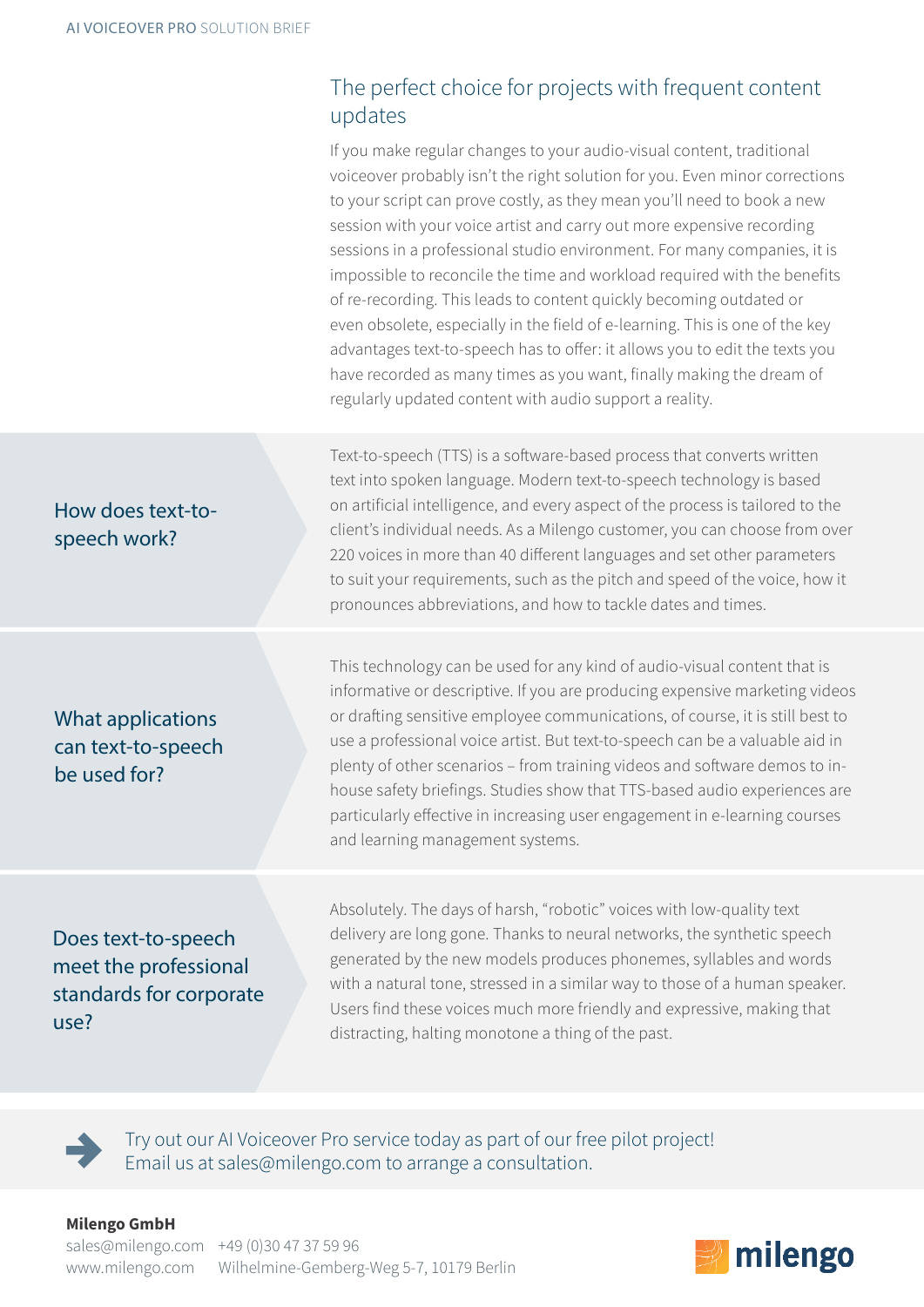## The perfect choice for projects with frequent content updates

If you make regular changes to your audio-visual content, traditional voiceover probably isn't the right solution for you. Even minor corrections to your script can prove costly, as they mean you'll need to book a new session with your voice artist and carry out more expensive recording sessions in a professional studio environment. For many companies, it is impossible to reconcile the time and workload required with the benefits of re-recording. This leads to content quickly becoming outdated or even obsolete, especially in the field of e-learning. This is one of the key advantages text-to-speech has to offer: it allows you to edit the texts you have recorded as many times as you want, finally making the dream of regularly updated content with audio support a reality.

### How does text-to-speech work?

Text-to-speech (TTS) is a software-based process that converts written text into spoken language. Modern text-to-speech technology is based on artificial intelligence, and every aspect of the process is tailored to the client's individual needs. As a Milengo customer, you can choose from over 220 voices in more than 40 different languages and set other parameters to suit your requirements, such as the pitch and speed of the voice, how it pronounces abbreviations, and how to tackle dates and times.

### What applications can text-to-speech be used for?

This technology can be used for any kind of audio-visual content that is informative or descriptive. If you are producing expensive marketing videos or drafting sensitive employee communications, of course, it is still best to use a professional voice artist. But text-to-speech can be a valuable aid in plenty of other scenarios – from training videos and software demos to in-house safety briefings. Studies show that TTS-based audio experiences are particularly effective in increasing user engagement in e-learning courses and learning management systems.

### Does text-to-speech meet the professional standards for corporate use?

Absolutely. The days of harsh, "robotic" voices with low-quality text delivery are long gone. Thanks to neural networks, the synthetic speech generated by the new models produces phonemes, syllables and words with a natural tone, stressed in a similar way to those of a human speaker. Users find these voices much more friendly and expressive, making that distracting, halting monotone a thing of the past.

Try out our AI Voiceover Pro service today as part of our free pilot project!
Email us at sales@milengo.com to arrange a consultation.

**Milengo GmbH**

sales@milengo.com +49 (0)30 47 37 59 96
www.milengo.com Wilhelmine-Gemberg-Weg 5-7, 10179 Berlin

milengo